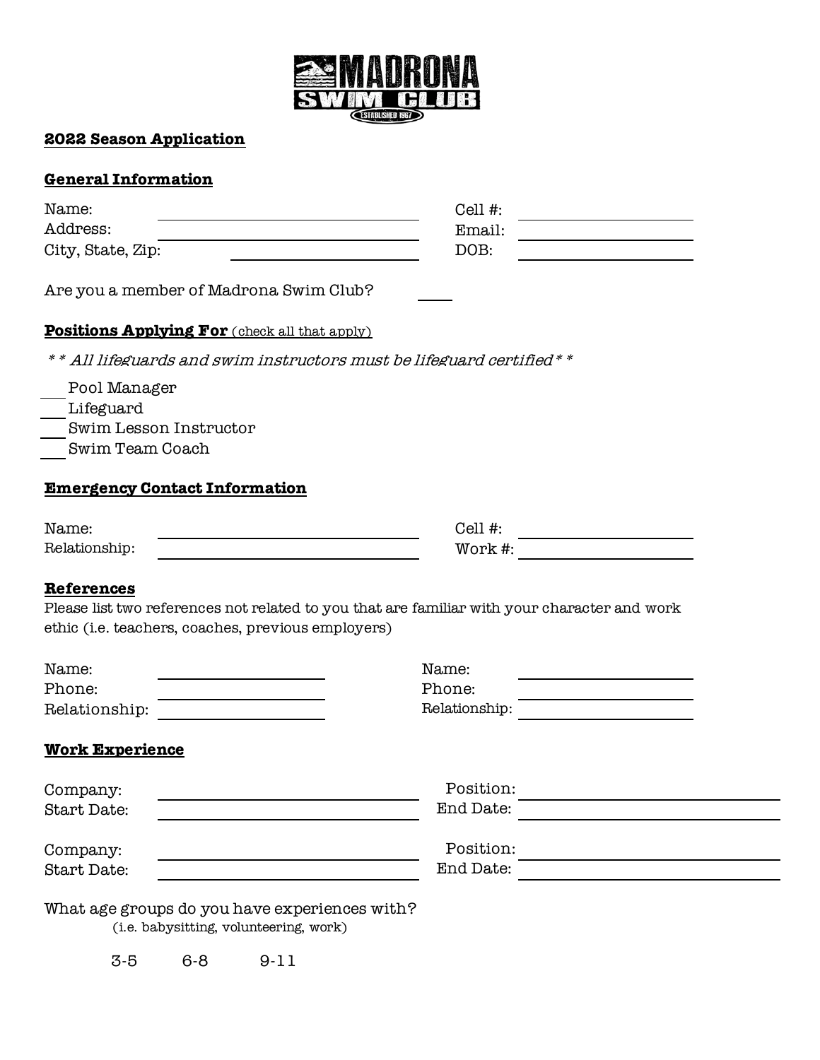MADRONA SWIM CLUB

ESTABLISHED 1967

**2022 Season Application**

**General Information**

Name: ______________________ Cell #: ______________________

Address: ______________________ Email: ______________________

City, State, Zip: ______________________ DOB: ______________________

Are you a member of Madrona Swim Club? ____

**Positions Applying For** (check all that apply)

*\* \* All lifeguards and swim instructors must be lifeguard certified \* \**

___ Pool Manager
___ Lifeguard
___ Swim Lesson Instructor
___ Swim Team Coach

**Emergency Contact Information**

Name: ______________________ Cell #: ______________________

Relationship: ______________________ Work #: ______________________

**References**

Please list two references not related to you that are familiar with your character and work ethic (i.e. teachers, coaches, previous employers)

Name: ______________________ Name: ______________________

Phone: ______________________ Phone: ______________________

Relationship: ______________________ Relationship: ______________________

**Work Experience**

Company: ______________________ Position: ______________________

Start Date: ______________________ End Date: ______________________

Company: ______________________ Position: ______________________

Start Date: ______________________ End Date: ______________________

What age groups do you have experiences with?
(i.e. babysitting, volunteering, work)

3-5 6-8 9-11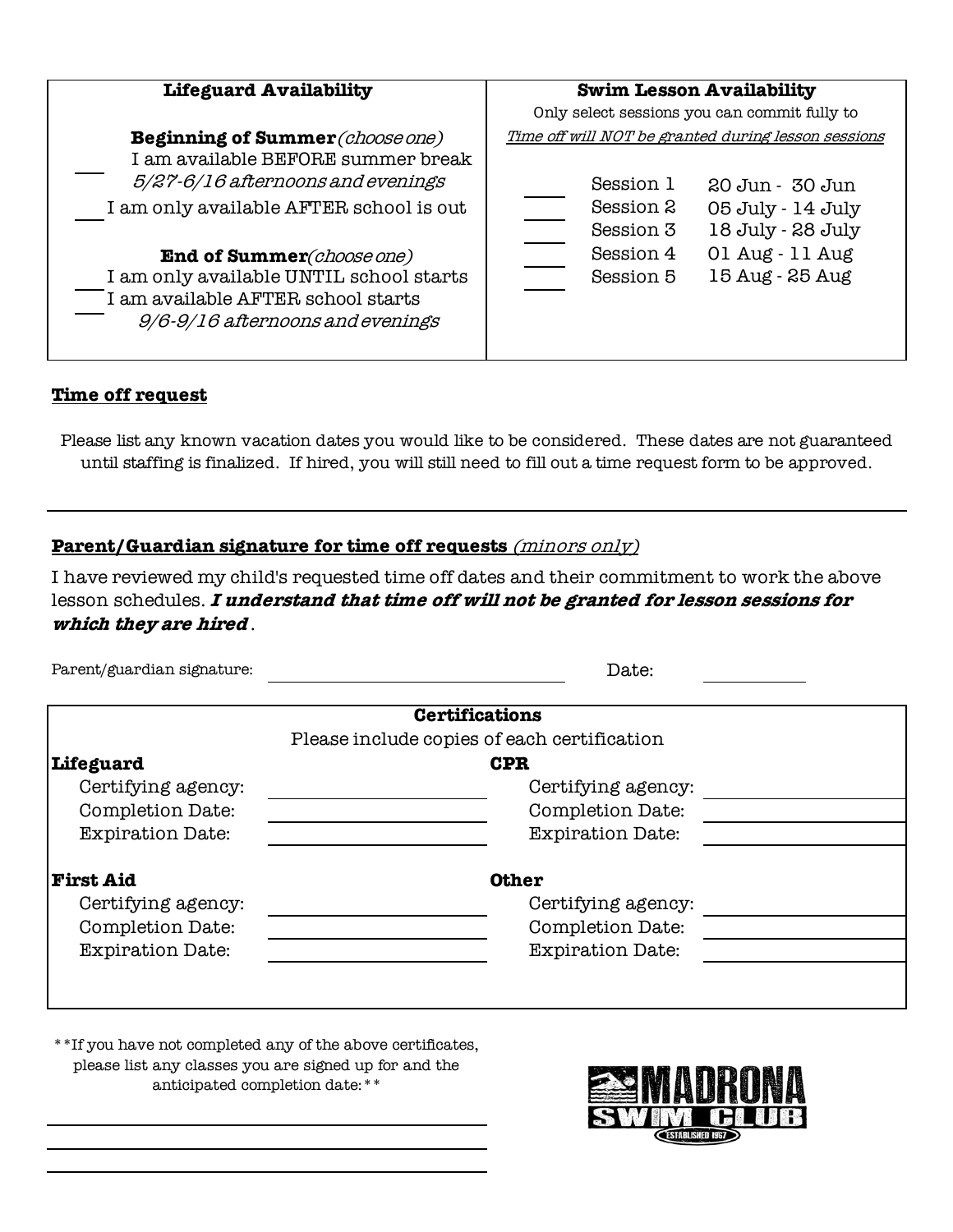| **Lifeguard Availability** | **Swim Lesson Availability** |
|---|---|
| | Only select sessions you can commit fully to |
| | *Time off will NOT be granted during lesson sessions* |
| **Beginning of Summer** *(choose one)* | |
| ___ I am available BEFORE summer break *5/27-6/16 afternoons and evenings* | ___ Session 1 — 20 Jun - 30 Jun |
| ___ I am only available AFTER school is out | ___ Session 2 — 05 July - 14 July |
| | ___ Session 3 — 18 July - 28 July |
| **End of Summer** *(choose one)* | ___ Session 4 — 01 Aug - 11 Aug |
| ___ I am only available UNTIL school starts | ___ Session 5 — 15 Aug - 25 Aug |
| ___ I am available AFTER school starts *9/6-9/16 afternoons and evenings* | |

## Time off request

Please list any known vacation dates you would like to be considered. These dates are not guaranteed until staffing is finalized. If hired, you will still need to fill out a time request form to be approved.

______________________________________________________________

## Parent/Guardian signature for time off requests *(minors only)*

I have reviewed my child's requested time off dates and their commitment to work the above lesson schedules. ***I understand that time off will not be granted for lesson sessions for which they are hired*** .

Parent/guardian signature: ______________________ Date: __________

| **Certifications** | |
|---|---|
| Please include copies of each certification | |
| **Lifeguard** | **CPR** |
| Certifying agency: __________ | Certifying agency: __________ |
| Completion Date: __________ | Completion Date: __________ |
| Expiration Date: __________ | Expiration Date: __________ |
| **First Aid** | **Other** |
| Certifying agency: __________ | Certifying agency: __________ |
| Completion Date: __________ | Completion Date: __________ |
| Expiration Date: __________ | Expiration Date: __________ |

**If you have not completed any of the above certificates, please list any classes you are signed up for and the anticipated completion date:**

______________________________

______________________________

______________________________

MADRONA SWIM CLUB ESTABLISHED 1967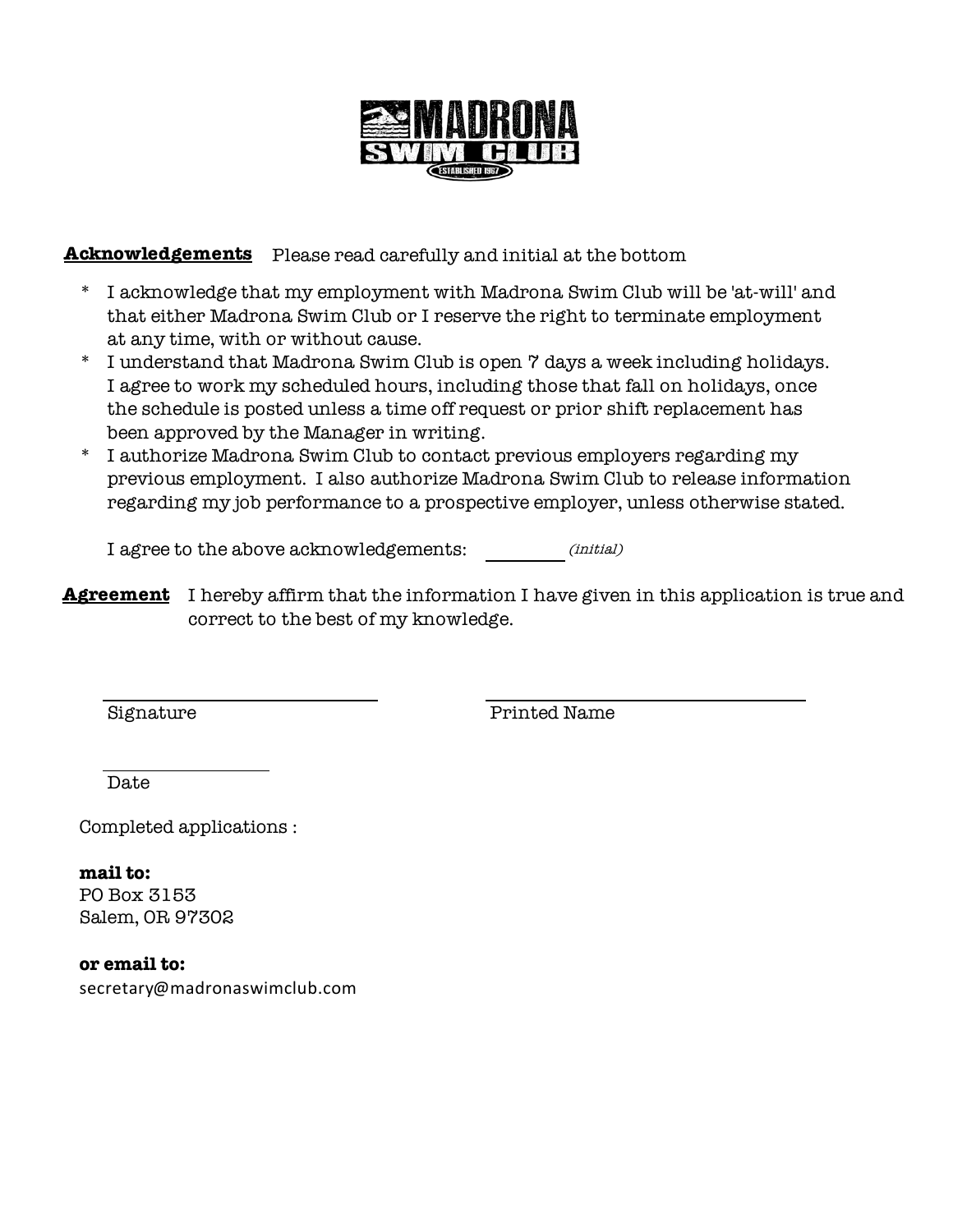**MADRONA SWIM CLUB**

ESTABLISHED 1967

**Acknowledgements** Please read carefully and initial at the bottom

* I acknowledge that my employment with Madrona Swim Club will be 'at-will' and that either Madrona Swim Club or I reserve the right to terminate employment at any time, with or without cause.
* I understand that Madrona Swim Club is open 7 days a week including holidays. I agree to work my scheduled hours, including those that fall on holidays, once the schedule is posted unless a time off request or prior shift replacement has been approved by the Manager in writing.
* I authorize Madrona Swim Club to contact previous employers regarding my previous employment. I also authorize Madrona Swim Club to release information regarding my job performance to a prospective employer, unless otherwise stated.

I agree to the above acknowledgements: ________ *(initial)*

**Agreement** I hereby affirm that the information I have given in this application is true and correct to the best of my knowledge.

______________________________ ______________________________

Signature Printed Name

______________________________

Date

Completed applications :

**mail to:**
PO Box 3153
Salem, OR 97302

**or email to:**
secretary@madronaswimclub.com